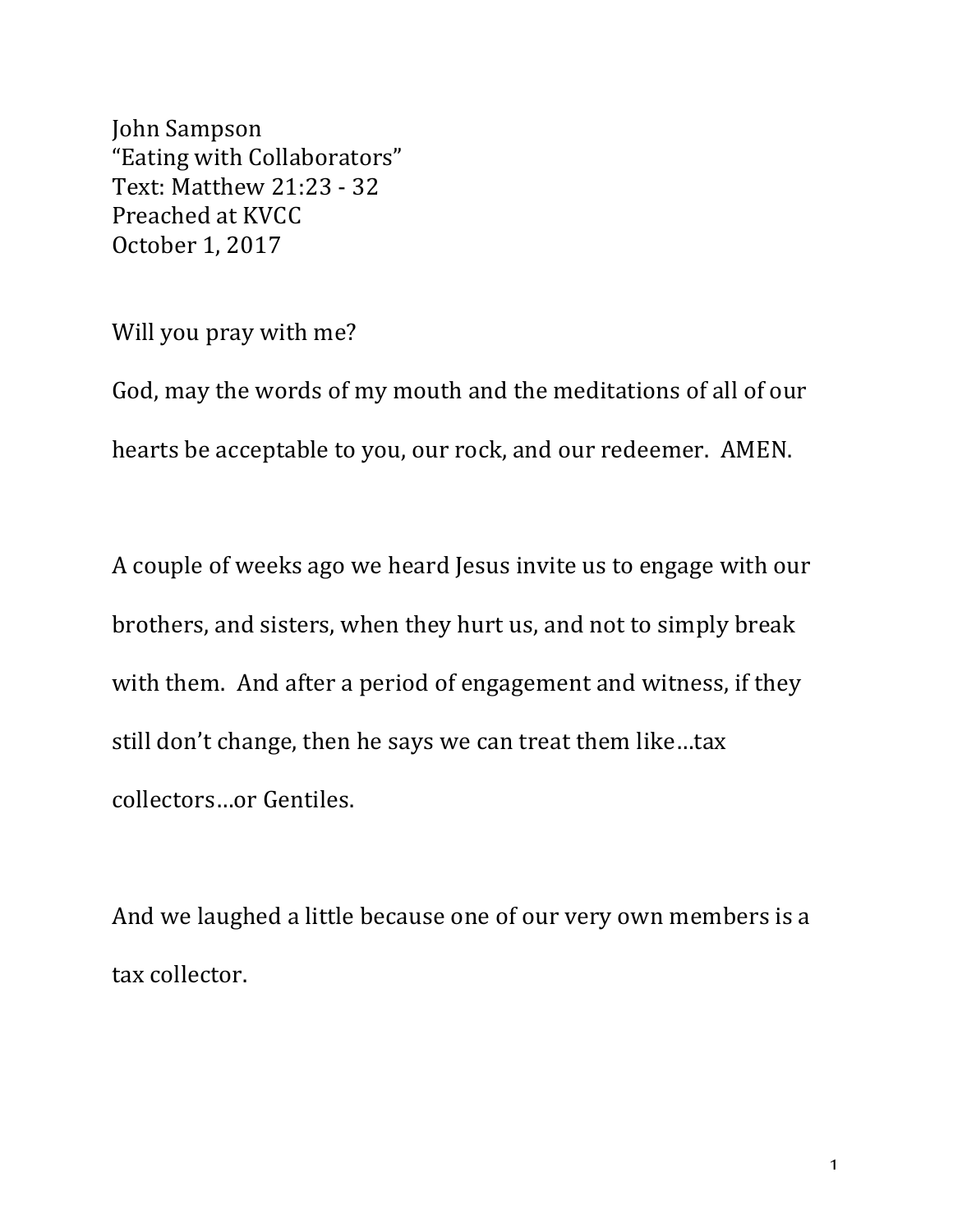John Sampson
"Eating with Collaborators"
Text: Matthew 21:23 - 32
Preached at KVCC
October 1, 2017

Will you pray with me?

God, may the words of my mouth and the meditations of all of our hearts be acceptable to you, our rock, and our redeemer. AMEN.

A couple of weeks ago we heard Jesus invite us to engage with our brothers, and sisters, when they hurt us, and not to simply break with them. And after a period of engagement and witness, if they still don't change, then he says we can treat them like…tax collectors…or Gentiles.

And we laughed a little because one of our very own members is a tax collector.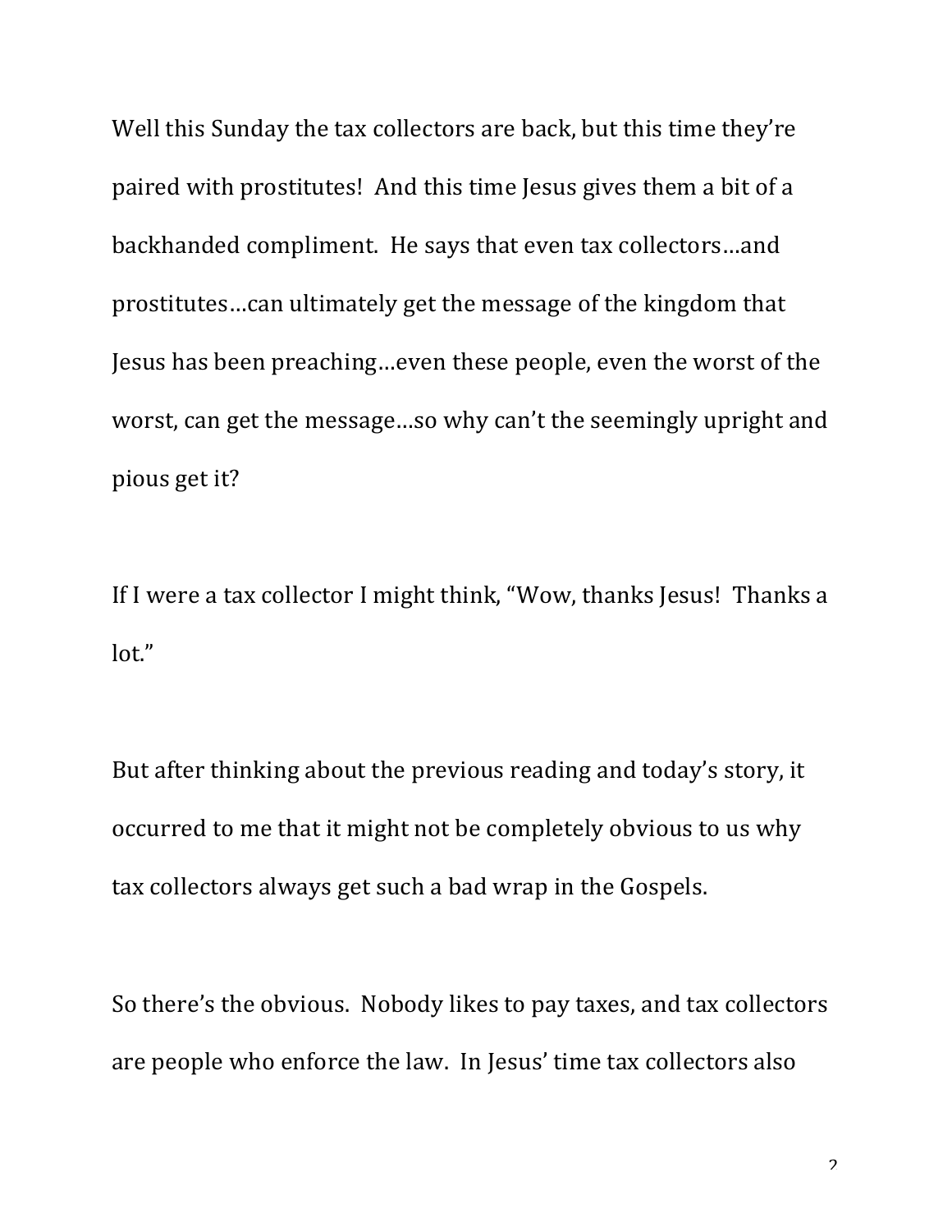Well this Sunday the tax collectors are back, but this time they're paired with prostitutes! And this time Jesus gives them a bit of a backhanded compliment. He says that even tax collectors…and prostitutes…can ultimately get the message of the kingdom that Jesus has been preaching…even these people, even the worst of the worst, can get the message…so why can't the seemingly upright and pious get it?

If I were a tax collector I might think, "Wow, thanks Jesus! Thanks a lot."

But after thinking about the previous reading and today's story, it occurred to me that it might not be completely obvious to us why tax collectors always get such a bad wrap in the Gospels.

So there's the obvious. Nobody likes to pay taxes, and tax collectors are people who enforce the law. In Jesus' time tax collectors also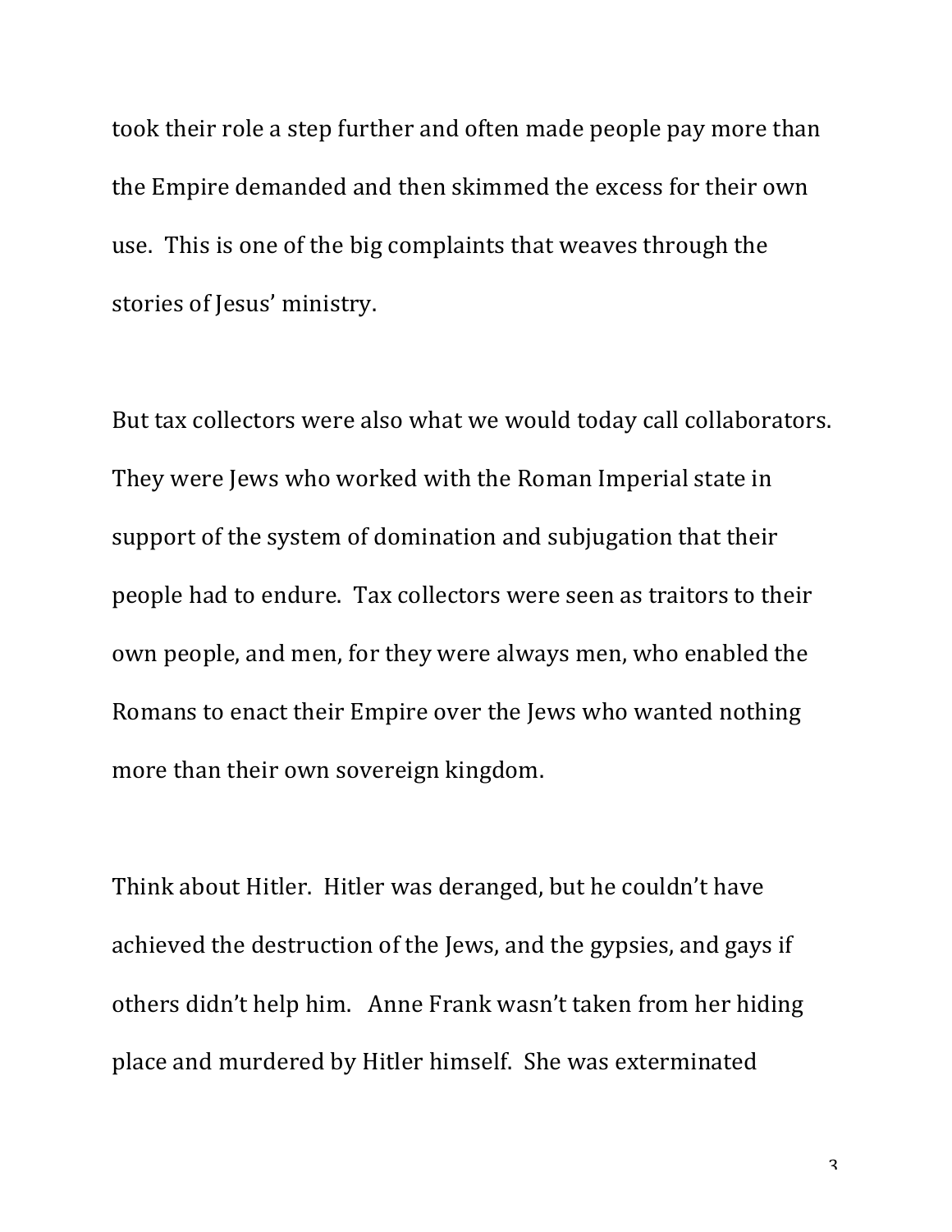took their role a step further and often made people pay more than the Empire demanded and then skimmed the excess for their own use. This is one of the big complaints that weaves through the stories of Jesus' ministry.

But tax collectors were also what we would today call collaborators. They were Jews who worked with the Roman Imperial state in support of the system of domination and subjugation that their people had to endure. Tax collectors were seen as traitors to their own people, and men, for they were always men, who enabled the Romans to enact their Empire over the Jews who wanted nothing more than their own sovereign kingdom.

Think about Hitler. Hitler was deranged, but he couldn't have achieved the destruction of the Jews, and the gypsies, and gays if others didn't help him. Anne Frank wasn't taken from her hiding place and murdered by Hitler himself. She was exterminated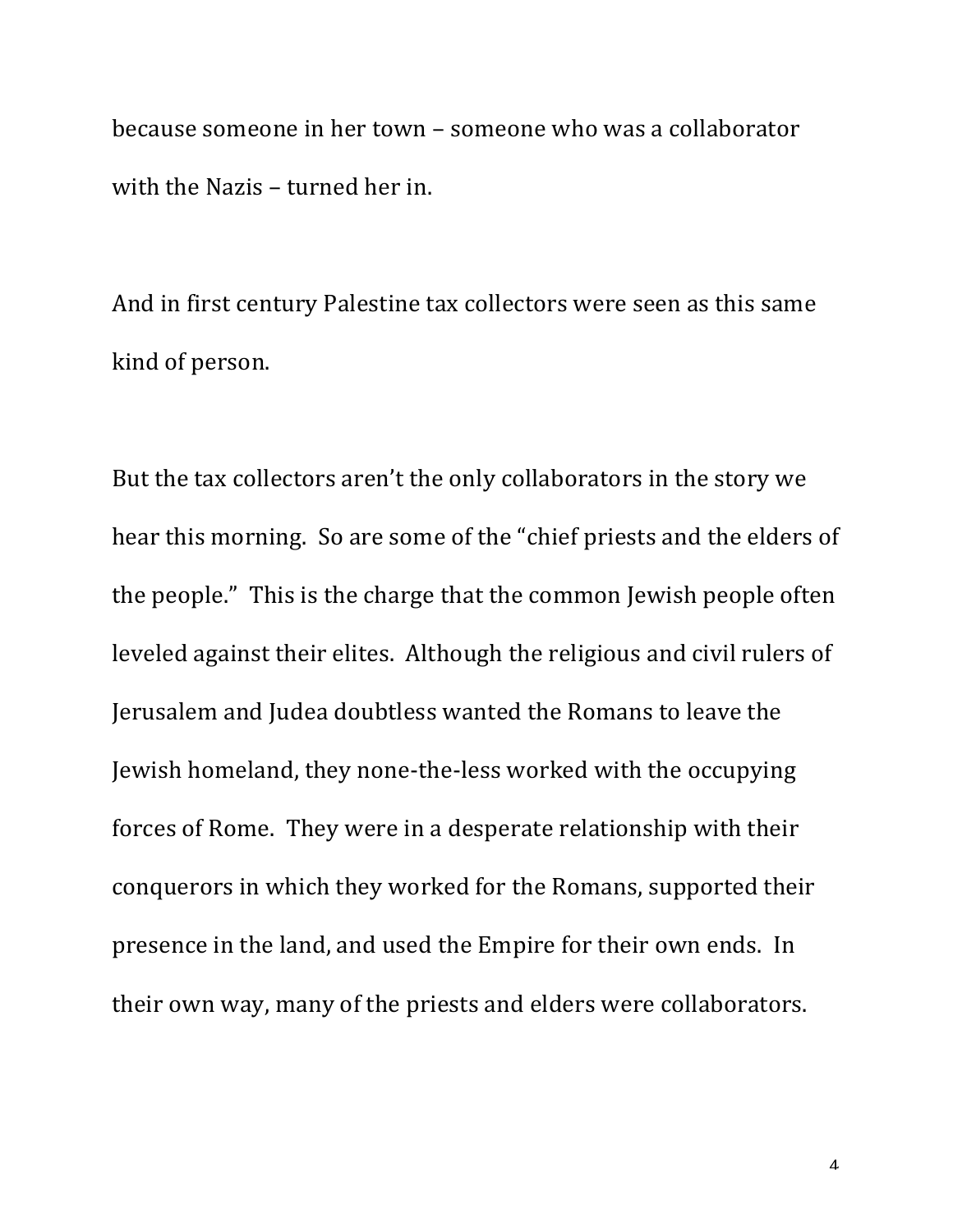because someone in her town – someone who was a collaborator with the Nazis – turned her in.

And in first century Palestine tax collectors were seen as this same kind of person.

But the tax collectors aren't the only collaborators in the story we hear this morning. So are some of the "chief priests and the elders of the people." This is the charge that the common Jewish people often leveled against their elites. Although the religious and civil rulers of Jerusalem and Judea doubtless wanted the Romans to leave the Jewish homeland, they none-the-less worked with the occupying forces of Rome. They were in a desperate relationship with their conquerors in which they worked for the Romans, supported their presence in the land, and used the Empire for their own ends. In their own way, many of the priests and elders were collaborators.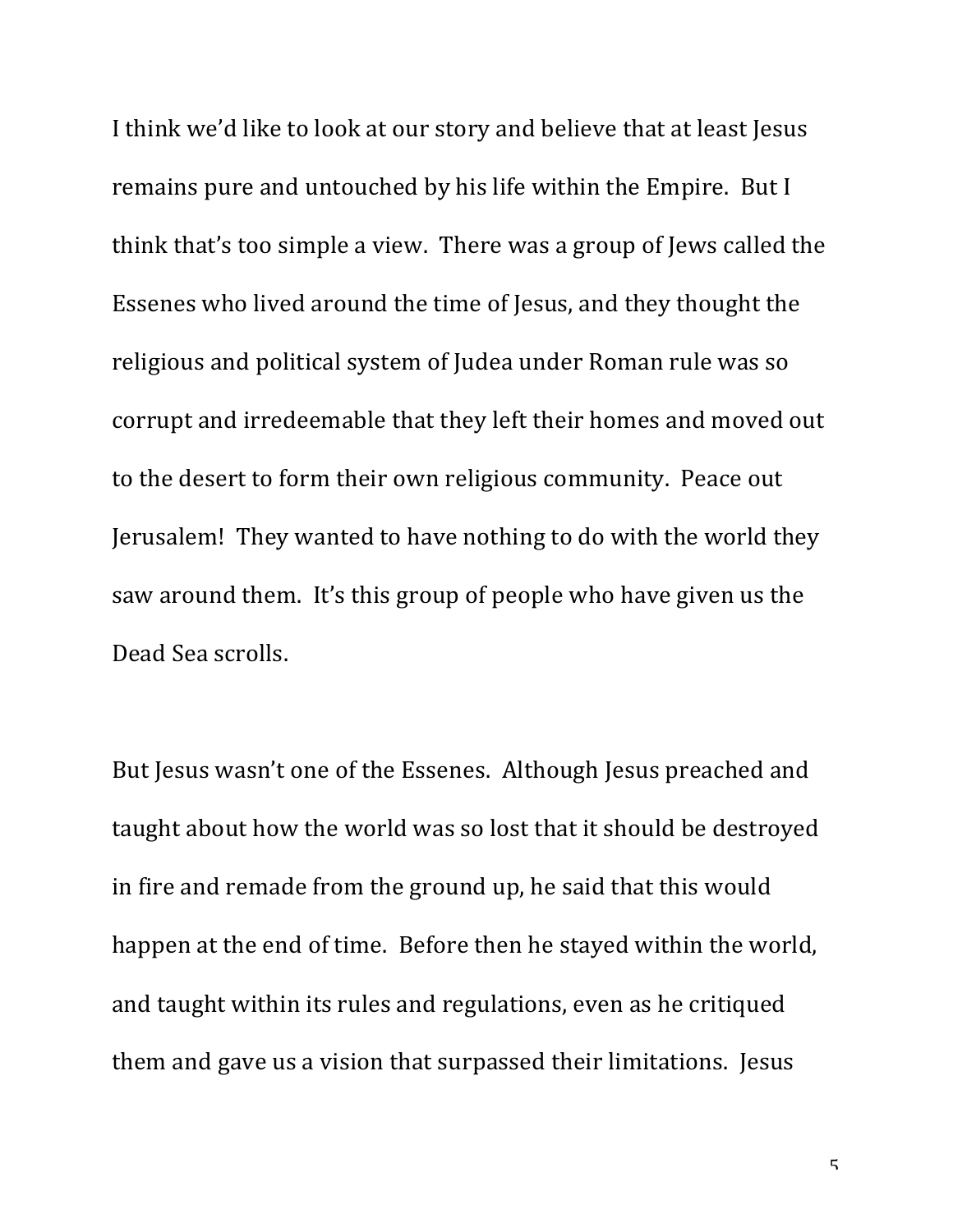I think we'd like to look at our story and believe that at least Jesus remains pure and untouched by his life within the Empire. But I think that's too simple a view. There was a group of Jews called the Essenes who lived around the time of Jesus, and they thought the religious and political system of Judea under Roman rule was so corrupt and irredeemable that they left their homes and moved out to the desert to form their own religious community. Peace out Jerusalem! They wanted to have nothing to do with the world they saw around them. It's this group of people who have given us the Dead Sea scrolls.

But Jesus wasn't one of the Essenes. Although Jesus preached and taught about how the world was so lost that it should be destroyed in fire and remade from the ground up, he said that this would happen at the end of time. Before then he stayed within the world, and taught within its rules and regulations, even as he critiqued them and gave us a vision that surpassed their limitations. Jesus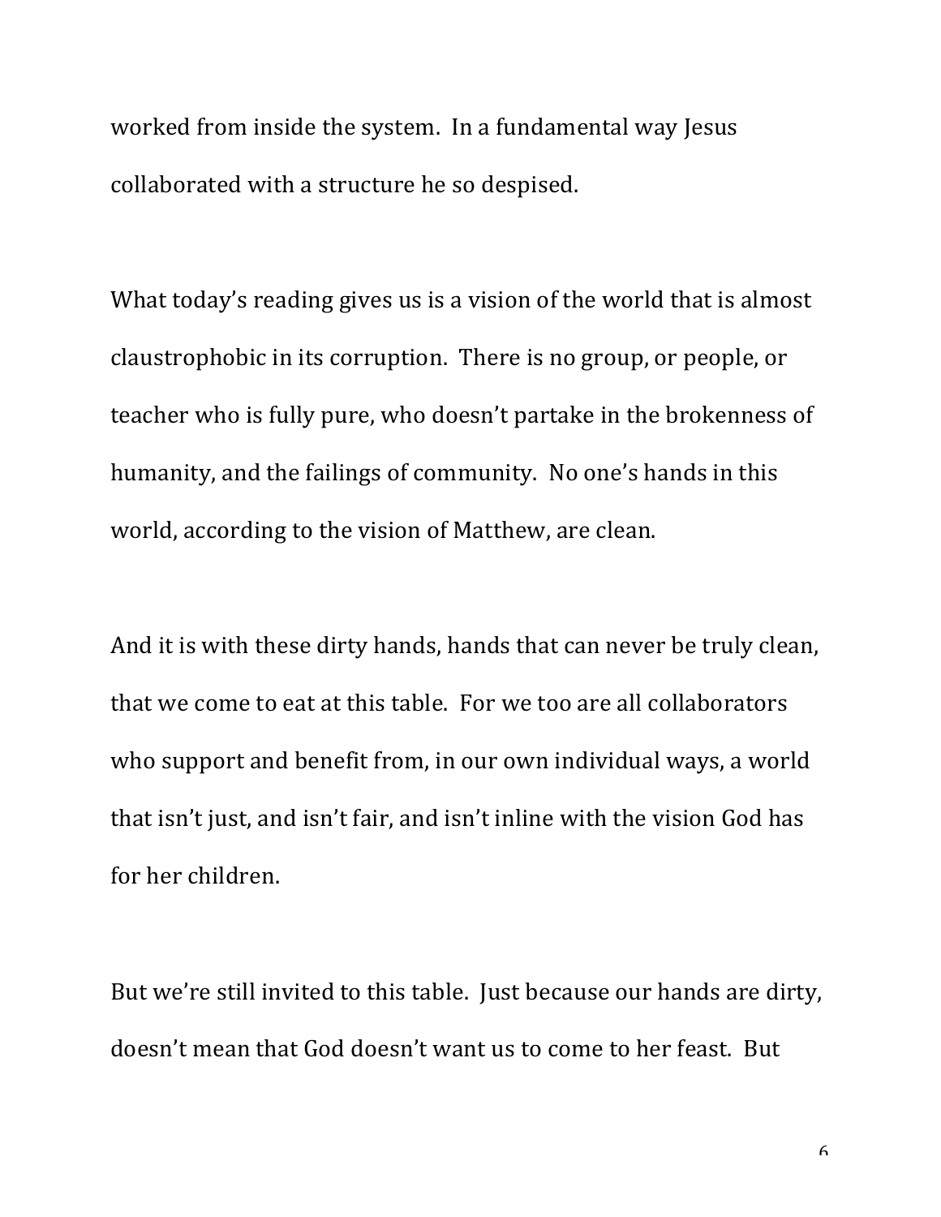worked from inside the system. In a fundamental way Jesus collaborated with a structure he so despised.

What today's reading gives us is a vision of the world that is almost claustrophobic in its corruption. There is no group, or people, or teacher who is fully pure, who doesn't partake in the brokenness of humanity, and the failings of community. No one's hands in this world, according to the vision of Matthew, are clean.

And it is with these dirty hands, hands that can never be truly clean, that we come to eat at this table. For we too are all collaborators who support and benefit from, in our own individual ways, a world that isn't just, and isn't fair, and isn't inline with the vision God has for her children.

But we're still invited to this table. Just because our hands are dirty, doesn't mean that God doesn't want us to come to her feast. But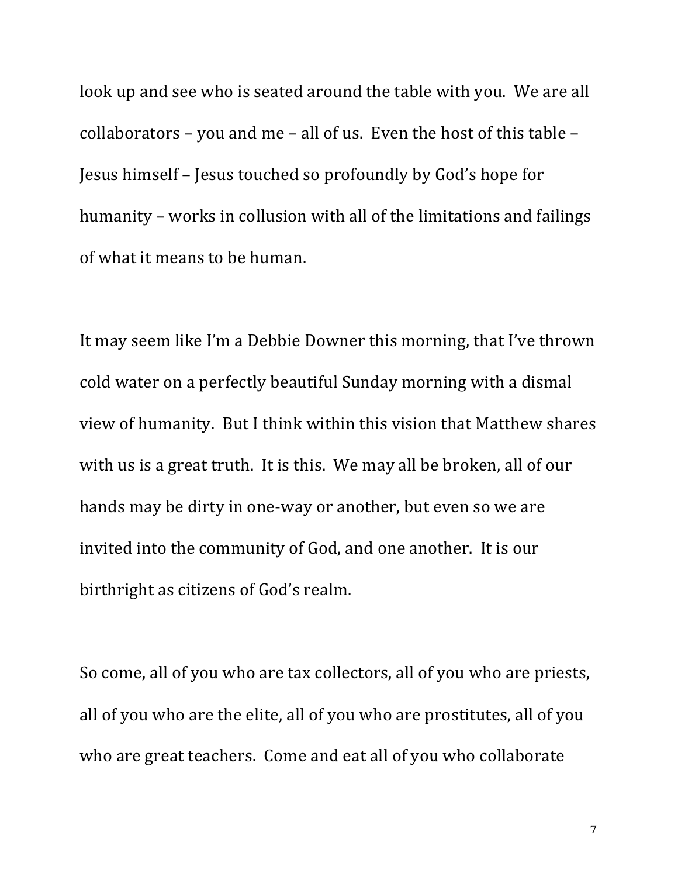look up and see who is seated around the table with you. We are all collaborators – you and me – all of us. Even the host of this table – Jesus himself – Jesus touched so profoundly by God's hope for humanity – works in collusion with all of the limitations and failings of what it means to be human.

It may seem like I'm a Debbie Downer this morning, that I've thrown cold water on a perfectly beautiful Sunday morning with a dismal view of humanity. But I think within this vision that Matthew shares with us is a great truth. It is this. We may all be broken, all of our hands may be dirty in one-way or another, but even so we are invited into the community of God, and one another. It is our birthright as citizens of God's realm.

So come, all of you who are tax collectors, all of you who are priests, all of you who are the elite, all of you who are prostitutes, all of you who are great teachers. Come and eat all of you who collaborate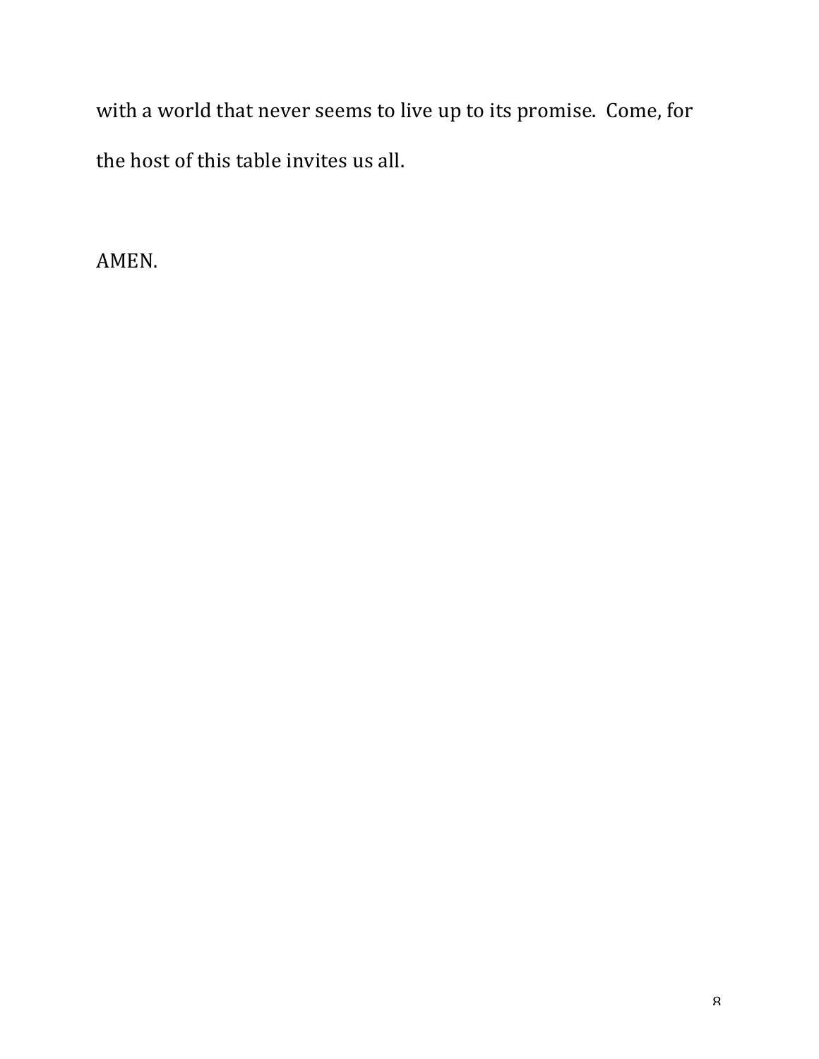with a world that never seems to live up to its promise. Come, for the host of this table invites us all.

AMEN.